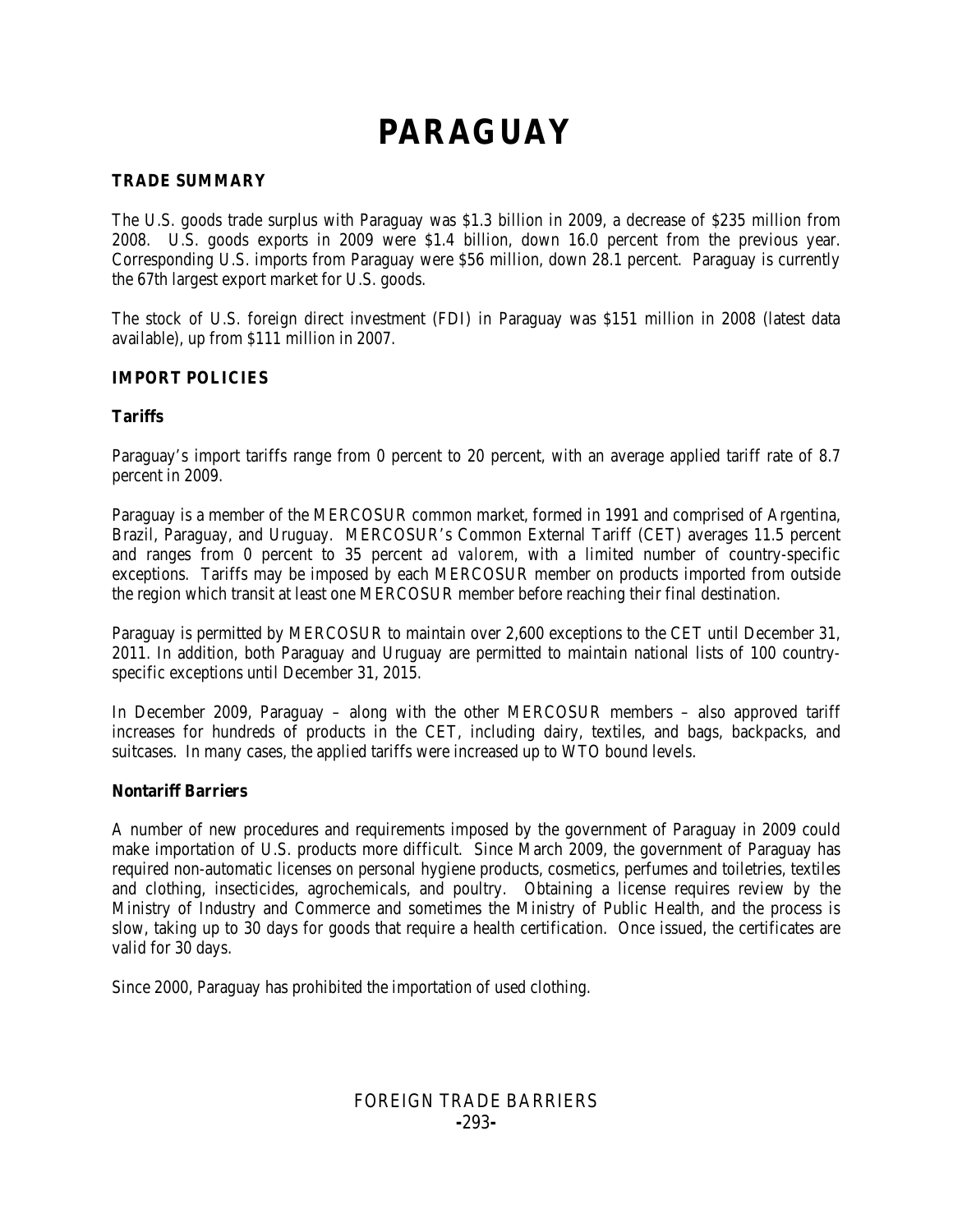# PARAGUAY

## TRADE SUMMARY

The U.S. goods trade surplus with Paraguay was $1.3 billion in 2009, a decrease of $235 million from 2008. U.S. goods exports in 2009 were $1.4 billion, down 16.0 percent from the previous year. Corresponding U.S. imports from Paraguay were $56 million, down 28.1 percent. Paraguay is currently the 67th largest export market for U.S. goods.

The stock of U.S. foreign direct investment (FDI) in Paraguay was $151 million in 2008 (latest data available), up from $111 million in 2007.

## IMPORT POLICIES

### Tariffs

Paraguay's import tariffs range from 0 percent to 20 percent, with an average applied tariff rate of 8.7 percent in 2009.

Paraguay is a member of the MERCOSUR common market, formed in 1991 and comprised of Argentina, Brazil, Paraguay, and Uruguay. MERCOSUR's Common External Tariff (CET) averages 11.5 percent and ranges from 0 percent to 35 percent *ad valorem*, with a limited number of country-specific exceptions. Tariffs may be imposed by each MERCOSUR member on products imported from outside the region which transit at least one MERCOSUR member before reaching their final destination.

Paraguay is permitted by MERCOSUR to maintain over 2,600 exceptions to the CET until December 31, 2011. In addition, both Paraguay and Uruguay are permitted to maintain national lists of 100 country-specific exceptions until December 31, 2015.

In December 2009, Paraguay – along with the other MERCOSUR members – also approved tariff increases for hundreds of products in the CET, including dairy, textiles, and bags, backpacks, and suitcases. In many cases, the applied tariffs were increased up to WTO bound levels.

### Nontariff Barriers

A number of new procedures and requirements imposed by the government of Paraguay in 2009 could make importation of U.S. products more difficult. Since March 2009, the government of Paraguay has required non-automatic licenses on personal hygiene products, cosmetics, perfumes and toiletries, textiles and clothing, insecticides, agrochemicals, and poultry. Obtaining a license requires review by the Ministry of Industry and Commerce and sometimes the Ministry of Public Health, and the process is slow, taking up to 30 days for goods that require a health certification. Once issued, the certificates are valid for 30 days.

Since 2000, Paraguay has prohibited the importation of used clothing.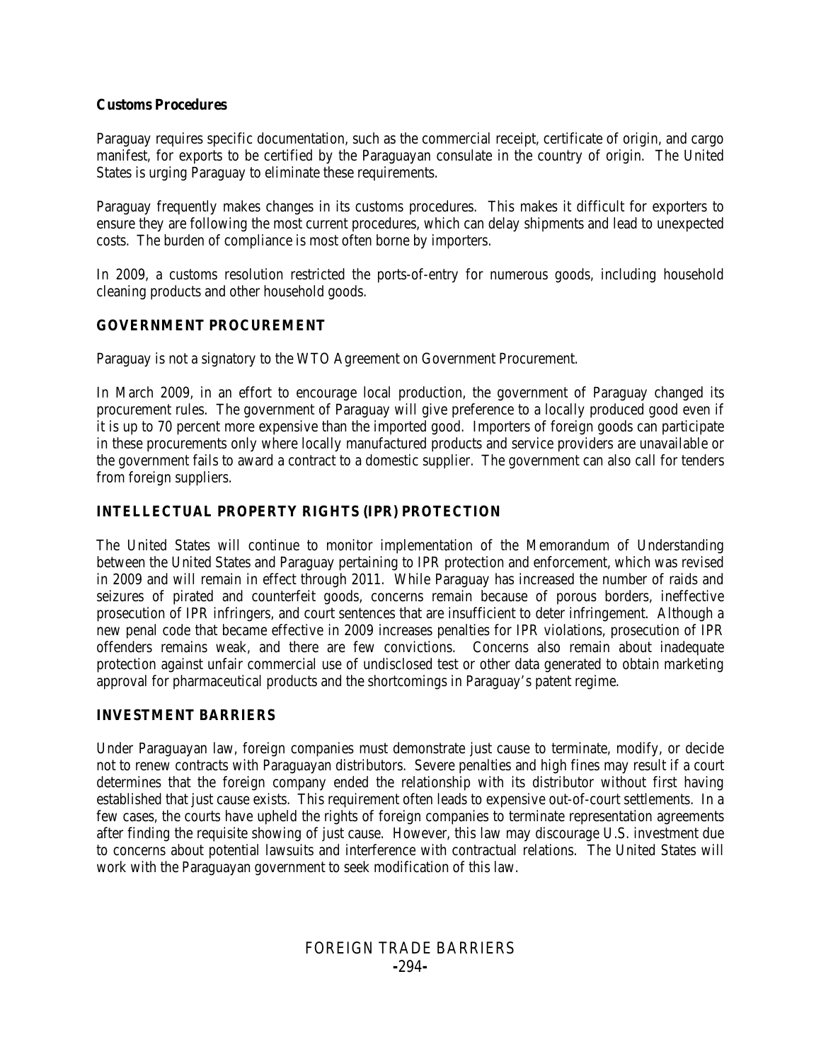**Customs Procedures**

Paraguay requires specific documentation, such as the commercial receipt, certificate of origin, and cargo manifest, for exports to be certified by the Paraguayan consulate in the country of origin. The United States is urging Paraguay to eliminate these requirements.

Paraguay frequently makes changes in its customs procedures. This makes it difficult for exporters to ensure they are following the most current procedures, which can delay shipments and lead to unexpected costs. The burden of compliance is most often borne by importers.

In 2009, a customs resolution restricted the ports-of-entry for numerous goods, including household cleaning products and other household goods.

## GOVERNMENT PROCUREMENT

Paraguay is not a signatory to the WTO Agreement on Government Procurement.

In March 2009, in an effort to encourage local production, the government of Paraguay changed its procurement rules. The government of Paraguay will give preference to a locally produced good even if it is up to 70 percent more expensive than the imported good. Importers of foreign goods can participate in these procurements only where locally manufactured products and service providers are unavailable or the government fails to award a contract to a domestic supplier. The government can also call for tenders from foreign suppliers.

## INTELLECTUAL PROPERTY RIGHTS (IPR) PROTECTION

The United States will continue to monitor implementation of the Memorandum of Understanding between the United States and Paraguay pertaining to IPR protection and enforcement, which was revised in 2009 and will remain in effect through 2011. While Paraguay has increased the number of raids and seizures of pirated and counterfeit goods, concerns remain because of porous borders, ineffective prosecution of IPR infringers, and court sentences that are insufficient to deter infringement. Although a new penal code that became effective in 2009 increases penalties for IPR violations, prosecution of IPR offenders remains weak, and there are few convictions. Concerns also remain about inadequate protection against unfair commercial use of undisclosed test or other data generated to obtain marketing approval for pharmaceutical products and the shortcomings in Paraguay's patent regime.

## INVESTMENT BARRIERS

Under Paraguayan law, foreign companies must demonstrate just cause to terminate, modify, or decide not to renew contracts with Paraguayan distributors. Severe penalties and high fines may result if a court determines that the foreign company ended the relationship with its distributor without first having established that just cause exists. This requirement often leads to expensive out-of-court settlements. In a few cases, the courts have upheld the rights of foreign companies to terminate representation agreements after finding the requisite showing of just cause. However, this law may discourage U.S. investment due to concerns about potential lawsuits and interference with contractual relations. The United States will work with the Paraguayan government to seek modification of this law.